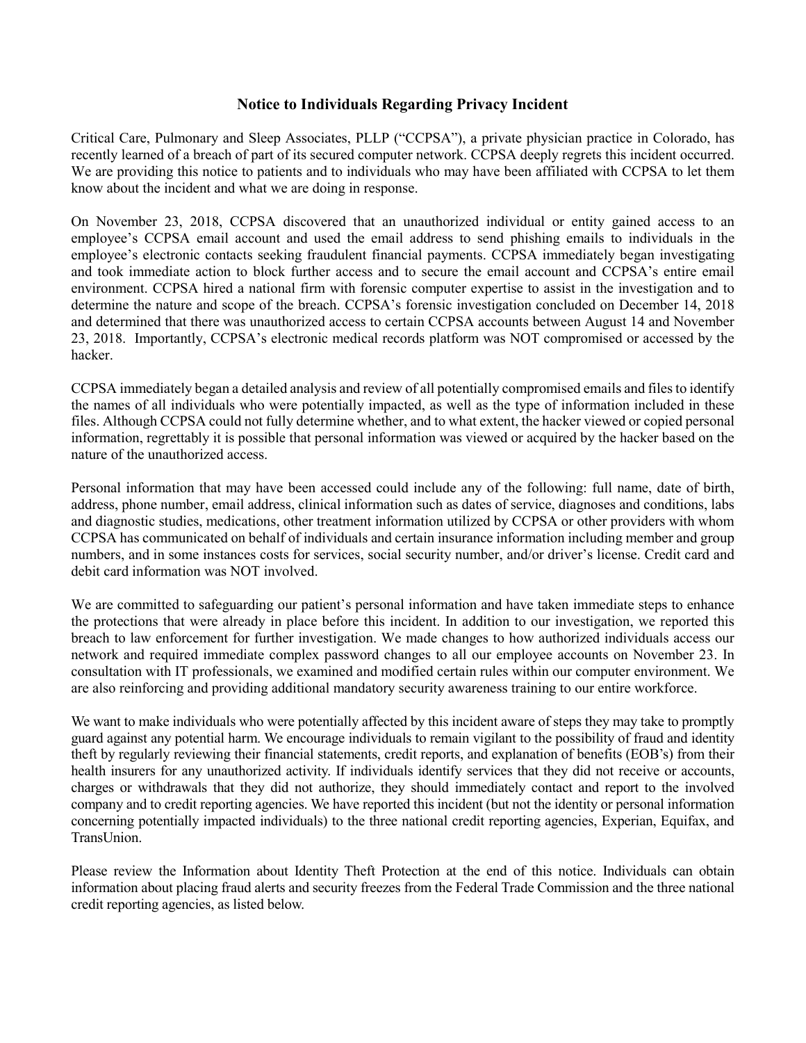# Notice to Individuals Regarding Privacy Incident

Critical Care, Pulmonary and Sleep Associates, PLLP ("CCPSA"), a private physician practice in Colorado, has recently learned of a breach of part of its secured computer network. CCPSA deeply regrets this incident occurred. We are providing this notice to patients and to individuals who may have been affiliated with CCPSA to let them know about the incident and what we are doing in response.

On November 23, 2018, CCPSA discovered that an unauthorized individual or entity gained access to an employee's CCPSA email account and used the email address to send phishing emails to individuals in the employee's electronic contacts seeking fraudulent financial payments. CCPSA immediately began investigating and took immediate action to block further access and to secure the email account and CCPSA's entire email environment. CCPSA hired a national firm with forensic computer expertise to assist in the investigation and to determine the nature and scope of the breach. CCPSA's forensic investigation concluded on December 14, 2018 and determined that there was unauthorized access to certain CCPSA accounts between August 14 and November 23, 2018. Importantly, CCPSA's electronic medical records platform was NOT compromised or accessed by the hacker.

CCPSA immediately began a detailed analysis and review of all potentially compromised emails and files to identify the names of all individuals who were potentially impacted, as well as the type of information included in these files. Although CCPSA could not fully determine whether, and to what extent, the hacker viewed or copied personal information, regrettably it is possible that personal information was viewed or acquired by the hacker based on the nature of the unauthorized access.

Personal information that may have been accessed could include any of the following: full name, date of birth, address, phone number, email address, clinical information such as dates of service, diagnoses and conditions, labs and diagnostic studies, medications, other treatment information utilized by CCPSA or other providers with whom CCPSA has communicated on behalf of individuals and certain insurance information including member and group numbers, and in some instances costs for services, social security number, and/or driver's license. Credit card and debit card information was NOT involved.

We are committed to safeguarding our patient's personal information and have taken immediate steps to enhance the protections that were already in place before this incident. In addition to our investigation, we reported this breach to law enforcement for further investigation. We made changes to how authorized individuals access our network and required immediate complex password changes to all our employee accounts on November 23. In consultation with IT professionals, we examined and modified certain rules within our computer environment. We are also reinforcing and providing additional mandatory security awareness training to our entire workforce.

We want to make individuals who were potentially affected by this incident aware of steps they may take to promptly guard against any potential harm. We encourage individuals to remain vigilant to the possibility of fraud and identity theft by regularly reviewing their financial statements, credit reports, and explanation of benefits (EOB's) from their health insurers for any unauthorized activity. If individuals identify services that they did not receive or accounts, charges or withdrawals that they did not authorize, they should immediately contact and report to the involved company and to credit reporting agencies. We have reported this incident (but not the identity or personal information concerning potentially impacted individuals) to the three national credit reporting agencies, Experian, Equifax, and TransUnion.

Please review the Information about Identity Theft Protection at the end of this notice. Individuals can obtain information about placing fraud alerts and security freezes from the Federal Trade Commission and the three national credit reporting agencies, as listed below.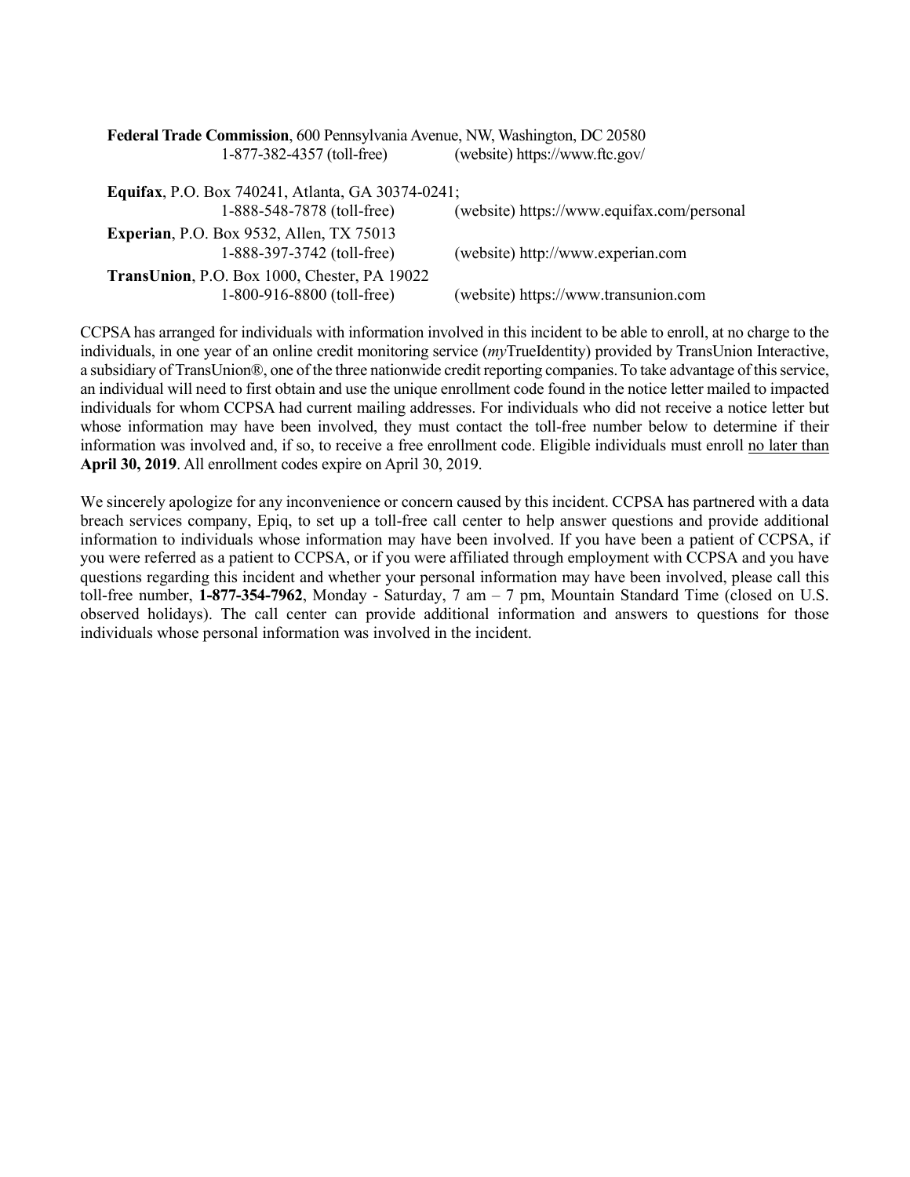**Federal Trade Commission**, 600 Pennsylvania Avenue, NW, Washington, DC 20580
1-877-382-4357 (toll-free) (website) https://www.ftc.gov/

**Equifax**, P.O. Box 740241, Atlanta, GA 30374-0241;
1-888-548-7878 (toll-free) (website) https://www.equifax.com/personal

**Experian**, P.O. Box 9532, Allen, TX 75013
1-888-397-3742 (toll-free) (website) http://www.experian.com

**TransUnion**, P.O. Box 1000, Chester, PA 19022
1-800-916-8800 (toll-free) (website) https://www.transunion.com

CCPSA has arranged for individuals with information involved in this incident to be able to enroll, at no charge to the individuals, in one year of an online credit monitoring service (*my*TrueIdentity) provided by TransUnion Interactive, a subsidiary of TransUnion®, one of the three nationwide credit reporting companies. To take advantage of this service, an individual will need to first obtain and use the unique enrollment code found in the notice letter mailed to impacted individuals for whom CCPSA had current mailing addresses. For individuals who did not receive a notice letter but whose information may have been involved, they must contact the toll-free number below to determine if their information was involved and, if so, to receive a free enrollment code. Eligible individuals must enroll no later than **April 30, 2019**. All enrollment codes expire on April 30, 2019.

We sincerely apologize for any inconvenience or concern caused by this incident. CCPSA has partnered with a data breach services company, Epiq, to set up a toll-free call center to help answer questions and provide additional information to individuals whose information may have been involved. If you have been a patient of CCPSA, if you were referred as a patient to CCPSA, or if you were affiliated through employment with CCPSA and you have questions regarding this incident and whether your personal information may have been involved, please call this toll-free number, **1-877-354-7962**, Monday - Saturday, 7 am – 7 pm, Mountain Standard Time (closed on U.S. observed holidays). The call center can provide additional information and answers to questions for those individuals whose personal information was involved in the incident.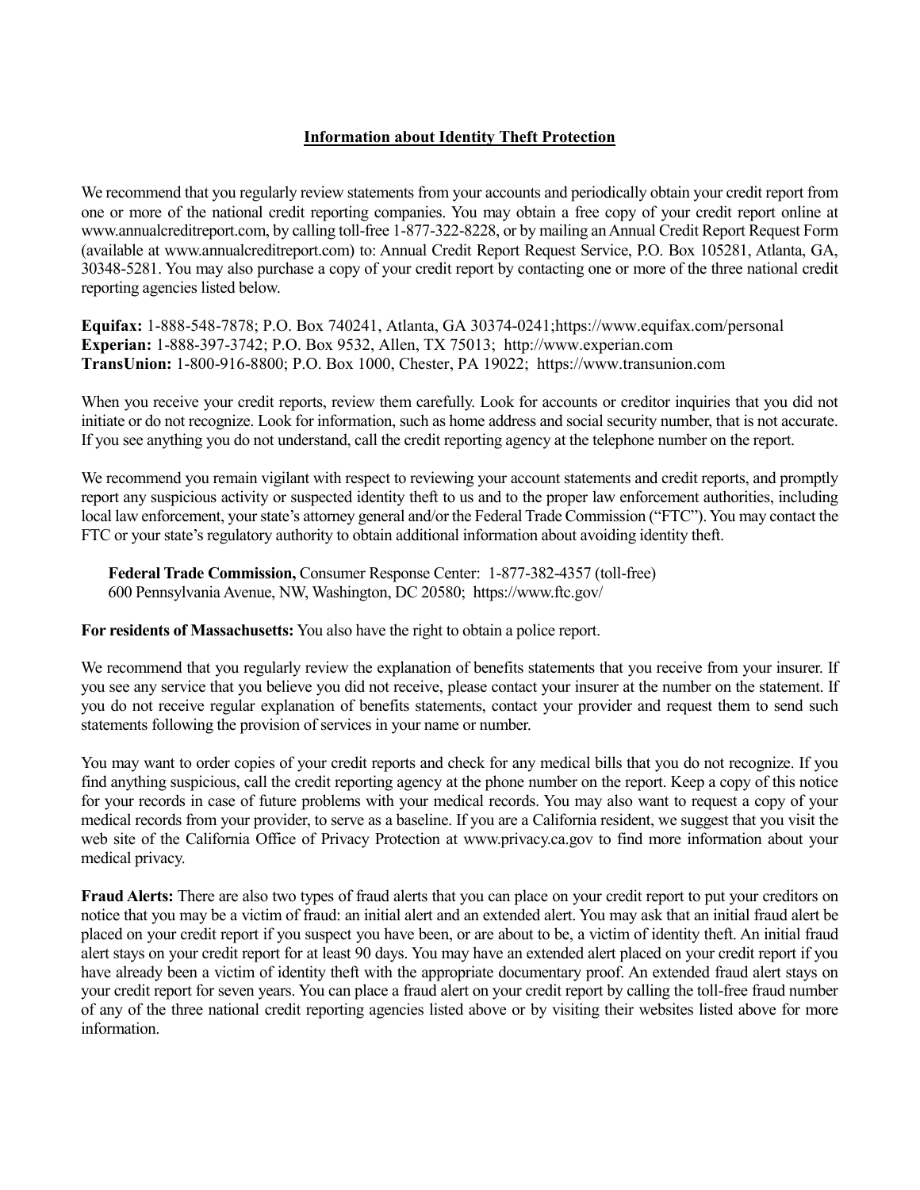**Information about Identity Theft Protection**

We recommend that you regularly review statements from your accounts and periodically obtain your credit report from one or more of the national credit reporting companies. You may obtain a free copy of your credit report online at www.annualcreditreport.com, by calling toll-free 1-877-322-8228, or by mailing an Annual Credit Report Request Form (available at www.annualcreditreport.com) to: Annual Credit Report Request Service, P.O. Box 105281, Atlanta, GA, 30348-5281. You may also purchase a copy of your credit report by contacting one or more of the three national credit reporting agencies listed below.

**Equifax:** 1-888-548-7878; P.O. Box 740241, Atlanta, GA 30374-0241;https://www.equifax.com/personal
**Experian:** 1-888-397-3742; P.O. Box 9532, Allen, TX 75013; http://www.experian.com
**TransUnion:** 1-800-916-8800; P.O. Box 1000, Chester, PA 19022; https://www.transunion.com

When you receive your credit reports, review them carefully. Look for accounts or creditor inquiries that you did not initiate or do not recognize. Look for information, such as home address and social security number, that is not accurate. If you see anything you do not understand, call the credit reporting agency at the telephone number on the report.

We recommend you remain vigilant with respect to reviewing your account statements and credit reports, and promptly report any suspicious activity or suspected identity theft to us and to the proper law enforcement authorities, including local law enforcement, your state's attorney general and/or the Federal Trade Commission ("FTC"). You may contact the FTC or your state's regulatory authority to obtain additional information about avoiding identity theft.

**Federal Trade Commission,** Consumer Response Center: 1-877-382-4357 (toll-free)
600 Pennsylvania Avenue, NW, Washington, DC 20580; https://www.ftc.gov/

**For residents of Massachusetts:** You also have the right to obtain a police report.

We recommend that you regularly review the explanation of benefits statements that you receive from your insurer. If you see any service that you believe you did not receive, please contact your insurer at the number on the statement. If you do not receive regular explanation of benefits statements, contact your provider and request them to send such statements following the provision of services in your name or number.

You may want to order copies of your credit reports and check for any medical bills that you do not recognize. If you find anything suspicious, call the credit reporting agency at the phone number on the report. Keep a copy of this notice for your records in case of future problems with your medical records. You may also want to request a copy of your medical records from your provider, to serve as a baseline. If you are a California resident, we suggest that you visit the web site of the California Office of Privacy Protection at www.privacy.ca.gov to find more information about your medical privacy.

**Fraud Alerts:** There are also two types of fraud alerts that you can place on your credit report to put your creditors on notice that you may be a victim of fraud: an initial alert and an extended alert. You may ask that an initial fraud alert be placed on your credit report if you suspect you have been, or are about to be, a victim of identity theft. An initial fraud alert stays on your credit report for at least 90 days. You may have an extended alert placed on your credit report if you have already been a victim of identity theft with the appropriate documentary proof. An extended fraud alert stays on your credit report for seven years. You can place a fraud alert on your credit report by calling the toll-free fraud number of any of the three national credit reporting agencies listed above or by visiting their websites listed above for more information.